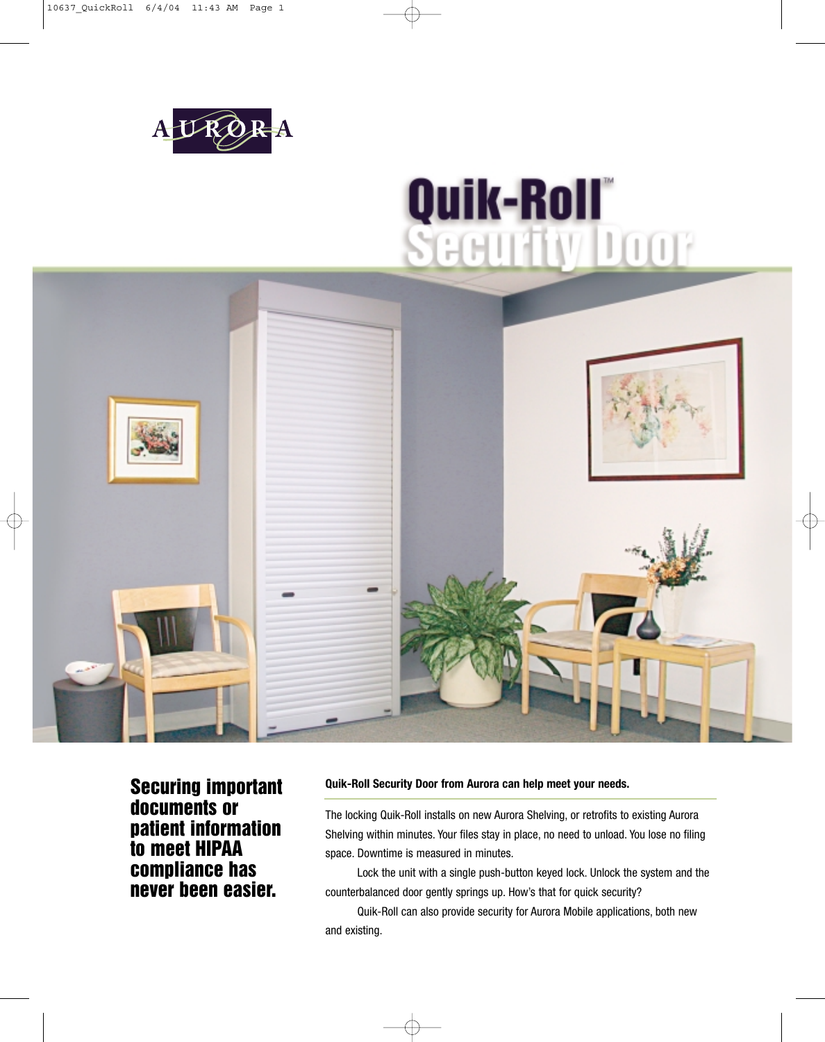AURORA

# Quik-Roll™ Security Door

## Securing important documents or patient information to meet HIPAA compliance has never been easier.

**Quik-Roll Security Door from Aurora can help meet your needs.**

The locking Quik-Roll installs on new Aurora Shelving, or retrofits to existing Aurora Shelving within minutes. Your files stay in place, no need to unload. You lose no filing space. Downtime is measured in minutes.

Lock the unit with a single push-button keyed lock. Unlock the system and the counterbalanced door gently springs up. How's that for quick security?

Quik-Roll can also provide security for Aurora Mobile applications, both new and existing.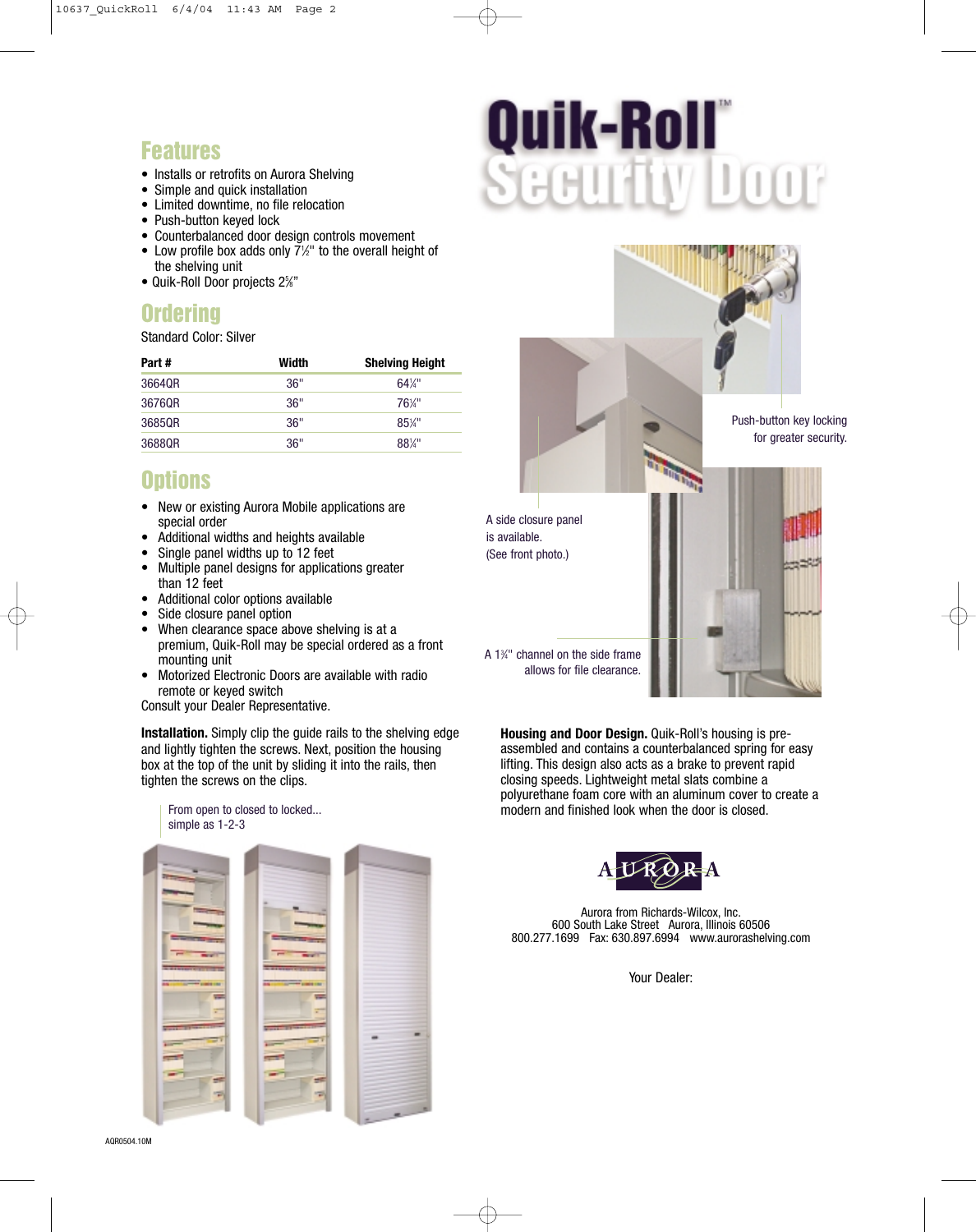# Quik-Roll™ Security Door

## Features

- Installs or retrofits on Aurora Shelving
- Simple and quick installation
- Limited downtime, no file relocation
- Push-button keyed lock
- Counterbalanced door design controls movement
- Low profile box adds only 7½" to the overall height of the shelving unit
- Quik-Roll Door projects 2⅝"

## Ordering

Standard Color: Silver

| Part # | Width | Shelving Height |
|---|---|---|
| 3664QR | 36" | 64¼" |
| 3676QR | 36" | 76¼" |
| 3685QR | 36" | 85¼" |
| 3688QR | 36" | 88¼" |

## Options

- New or existing Aurora Mobile applications are special order
- Additional widths and heights available
- Single panel widths up to 12 feet
- Multiple panel designs for applications greater than 12 feet
- Additional color options available
- Side closure panel option
- When clearance space above shelving is at a premium, Quik-Roll may be special ordered as a front mounting unit
- Motorized Electronic Doors are available with radio remote or keyed switch

Consult your Dealer Representative.

**Installation.** Simply clip the guide rails to the shelving edge and lightly tighten the screws. Next, position the housing box at the top of the unit by sliding it into the rails, then tighten the screws on the clips.

From open to closed to locked... simple as 1-2-3

Push-button key locking for greater security.

A side closure panel is available. (See front photo.)

A 1¾" channel on the side frame allows for file clearance.

**Housing and Door Design.** Quik-Roll's housing is pre-assembled and contains a counterbalanced spring for easy lifting. This design also acts as a brake to prevent rapid closing speeds. Lightweight metal slats combine a polyurethane foam core with an aluminum cover to create a modern and finished look when the door is closed.

AURORA

Aurora from Richards-Wilcox, Inc.
600 South Lake Street Aurora, Illinois 60506
800.277.1699 Fax: 630.897.6994 www.aurorashelving.com

Your Dealer:

AQR0504.10M